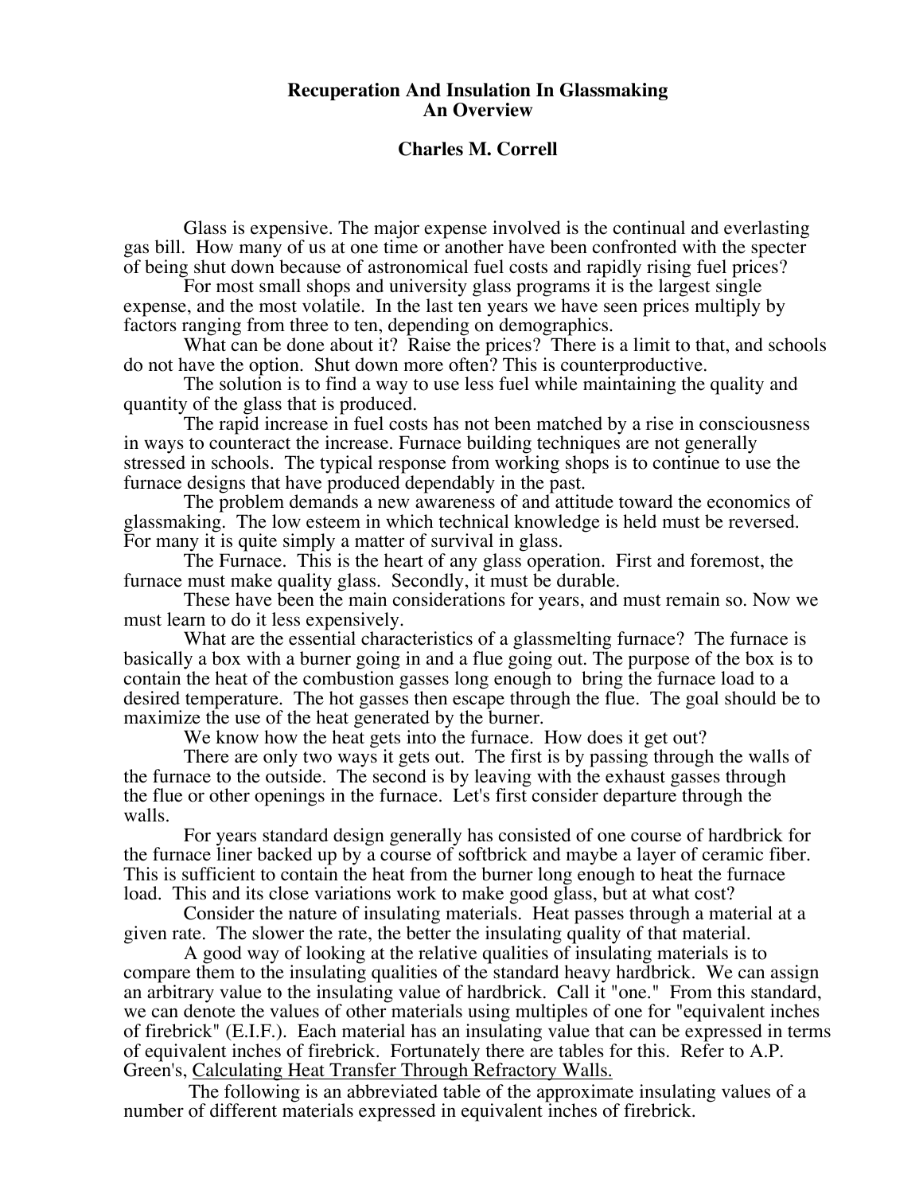# Recuperation And Insulation In Glassmaking
## An Overview

**Charles M. Correll**

Glass is expensive. The major expense involved is the continual and everlasting gas bill. How many of us at one time or another have been confronted with the specter of being shut down because of astronomical fuel costs and rapidly rising fuel prices?

For most small shops and university glass programs it is the largest single expense, and the most volatile. In the last ten years we have seen prices multiply by factors ranging from three to ten, depending on demographics.

What can be done about it? Raise the prices? There is a limit to that, and schools do not have the option. Shut down more often? This is counterproductive.

The solution is to find a way to use less fuel while maintaining the quality and quantity of the glass that is produced.

The rapid increase in fuel costs has not been matched by a rise in consciousness in ways to counteract the increase. Furnace building techniques are not generally stressed in schools. The typical response from working shops is to continue to use the furnace designs that have produced dependably in the past.

The problem demands a new awareness of and attitude toward the economics of glassmaking. The low esteem in which technical knowledge is held must be reversed. For many it is quite simply a matter of survival in glass.

The Furnace. This is the heart of any glass operation. First and foremost, the furnace must make quality glass. Secondly, it must be durable.

These have been the main considerations for years, and must remain so. Now we must learn to do it less expensively.

What are the essential characteristics of a glassmelting furnace? The furnace is basically a box with a burner going in and a flue going out. The purpose of the box is to contain the heat of the combustion gasses long enough to bring the furnace load to a desired temperature. The hot gasses then escape through the flue. The goal should be to maximize the use of the heat generated by the burner.

We know how the heat gets into the furnace. How does it get out?

There are only two ways it gets out. The first is by passing through the walls of the furnace to the outside. The second is by leaving with the exhaust gasses through the flue or other openings in the furnace. Let's first consider departure through the walls.

For years standard design generally has consisted of one course of hardbrick for the furnace liner backed up by a course of softbrick and maybe a layer of ceramic fiber. This is sufficient to contain the heat from the burner long enough to heat the furnace load. This and its close variations work to make good glass, but at what cost?

Consider the nature of insulating materials. Heat passes through a material at a given rate. The slower the rate, the better the insulating quality of that material.

A good way of looking at the relative qualities of insulating materials is to compare them to the insulating qualities of the standard heavy hardbrick. We can assign an arbitrary value to the insulating value of hardbrick. Call it "one." From this standard, we can denote the values of other materials using multiples of one for "equivalent inches of firebrick" (E.I.F.). Each material has an insulating value that can be expressed in terms of equivalent inches of firebrick. Fortunately there are tables for this. Refer to A.P. Green's, <u>Calculating Heat Transfer Through Refractory Walls.</u>

The following is an abbreviated table of the approximate insulating values of a number of different materials expressed in equivalent inches of firebrick.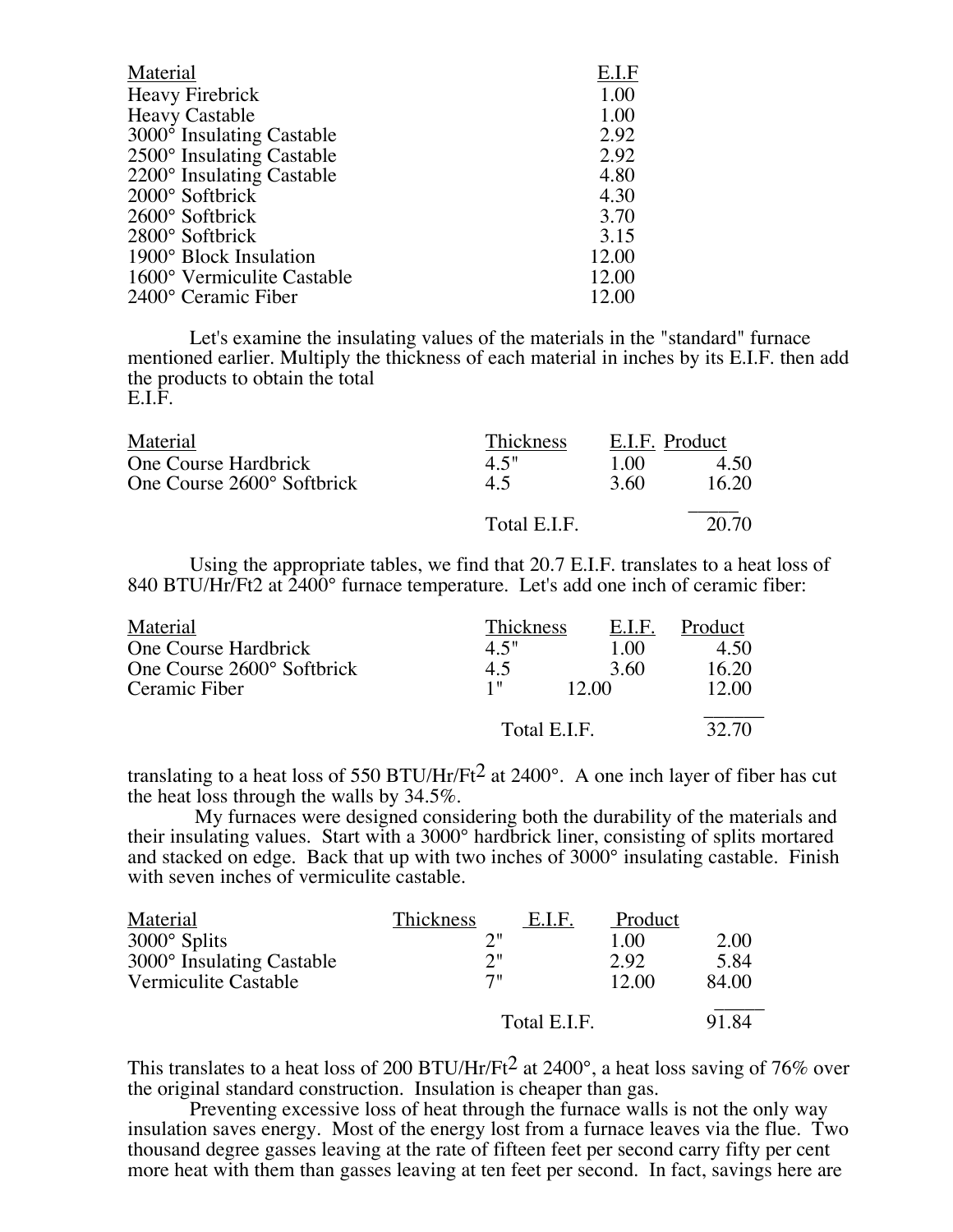| Material | E.I.F |
|---|---|
| Heavy Firebrick | 1.00 |
| Heavy Castable | 1.00 |
| 3000° Insulating Castable | 2.92 |
| 2500° Insulating Castable | 2.92 |
| 2200° Insulating Castable | 4.80 |
| 2000° Softbrick | 4.30 |
| 2600° Softbrick | 3.70 |
| 2800° Softbrick | 3.15 |
| 1900° Block Insulation | 12.00 |
| 1600° Vermiculite Castable | 12.00 |
| 2400° Ceramic Fiber | 12.00 |

Let's examine the insulating values of the materials in the "standard" furnace mentioned earlier. Multiply the thickness of each material in inches by its E.I.F. then add the products to obtain the total E.I.F.

| Material | Thickness | E.I.F. | Product |
|---|---|---|---|
| One Course Hardbrick | 4.5" | 1.00 | 4.50 |
| One Course 2600° Softbrick | 4.5 | 3.60 | 16.20 |
| | Total E.I.F. | | 20.70 |

Using the appropriate tables, we find that 20.7 E.I.F. translates to a heat loss of 840 BTU/Hr/Ft2 at 2400° furnace temperature. Let's add one inch of ceramic fiber:

| Material | Thickness | E.I.F. | Product |
|---|---|---|---|
| One Course Hardbrick | 4.5" | 1.00 | 4.50 |
| One Course 2600° Softbrick | 4.5 | 3.60 | 16.20 |
| Ceramic Fiber | 1" | 12.00 | 12.00 |
| | Total E.I.F. | | 32.70 |

translating to a heat loss of 550 BTU/Hr/Ft$^2$ at 2400°. A one inch layer of fiber has cut the heat loss through the walls by 34.5%.

My furnaces were designed considering both the durability of the materials and their insulating values. Start with a 3000° hardbrick liner, consisting of splits mortared and stacked on edge. Back that up with two inches of 3000° insulating castable. Finish with seven inches of vermiculite castable.

| Material | Thickness | E.I.F. | Product |
|---|---|---|---|
| 3000° Splits | 2" | 1.00 | 2.00 |
| 3000° Insulating Castable | 2" | 2.92 | 5.84 |
| Vermiculite Castable | 7" | 12.00 | 84.00 |
| | Total E.I.F. | | 91.84 |

This translates to a heat loss of 200 BTU/Hr/Ft$^2$ at 2400°, a heat loss saving of 76% over the original standard construction. Insulation is cheaper than gas.

Preventing excessive loss of heat through the furnace walls is not the only way insulation saves energy. Most of the energy lost from a furnace leaves via the flue. Two thousand degree gasses leaving at the rate of fifteen feet per second carry fifty per cent more heat with them than gasses leaving at ten feet per second. In fact, savings here are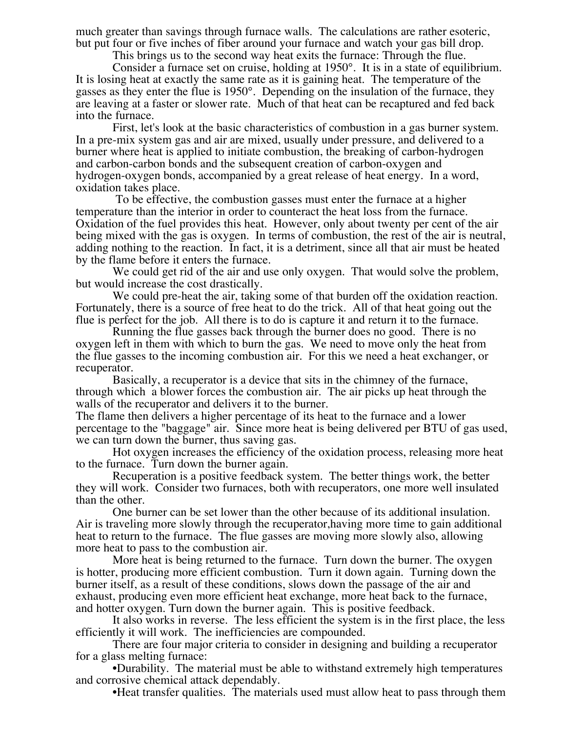much greater than savings through furnace walls. The calculations are rather esoteric, but put four or five inches of fiber around your furnace and watch your gas bill drop.

This brings us to the second way heat exits the furnace: Through the flue.

Consider a furnace set on cruise, holding at 1950°. It is in a state of equilibrium. It is losing heat at exactly the same rate as it is gaining heat. The temperature of the gasses as they enter the flue is 1950°. Depending on the insulation of the furnace, they are leaving at a faster or slower rate. Much of that heat can be recaptured and fed back into the furnace.

First, let's look at the basic characteristics of combustion in a gas burner system. In a pre-mix system gas and air are mixed, usually under pressure, and delivered to a burner where heat is applied to initiate combustion, the breaking of carbon-hydrogen and carbon-carbon bonds and the subsequent creation of carbon-oxygen and hydrogen-oxygen bonds, accompanied by a great release of heat energy. In a word, oxidation takes place.

To be effective, the combustion gasses must enter the furnace at a higher temperature than the interior in order to counteract the heat loss from the furnace. Oxidation of the fuel provides this heat. However, only about twenty per cent of the air being mixed with the gas is oxygen. In terms of combustion, the rest of the air is neutral, adding nothing to the reaction. In fact, it is a detriment, since all that air must be heated by the flame before it enters the furnace.

We could get rid of the air and use only oxygen. That would solve the problem, but would increase the cost drastically.

We could pre-heat the air, taking some of that burden off the oxidation reaction. Fortunately, there is a source of free heat to do the trick. All of that heat going out the flue is perfect for the job. All there is to do is capture it and return it to the furnace.

Running the flue gasses back through the burner does no good. There is no oxygen left in them with which to burn the gas. We need to move only the heat from the flue gasses to the incoming combustion air. For this we need a heat exchanger, or recuperator.

Basically, a recuperator is a device that sits in the chimney of the furnace, through which a blower forces the combustion air. The air picks up heat through the walls of the recuperator and delivers it to the burner.
The flame then delivers a higher percentage of its heat to the furnace and a lower percentage to the "baggage" air. Since more heat is being delivered per BTU of gas used, we can turn down the burner, thus saving gas.

Hot oxygen increases the efficiency of the oxidation process, releasing more heat to the furnace. Turn down the burner again.

Recuperation is a positive feedback system. The better things work, the better they will work. Consider two furnaces, both with recuperators, one more well insulated than the other.

One burner can be set lower than the other because of its additional insulation. Air is traveling more slowly through the recuperator,having more time to gain additional heat to return to the furnace. The flue gasses are moving more slowly also, allowing more heat to pass to the combustion air.

More heat is being returned to the furnace. Turn down the burner. The oxygen is hotter, producing more efficient combustion. Turn it down again. Turning down the burner itself, as a result of these conditions, slows down the passage of the air and exhaust, producing even more efficient heat exchange, more heat back to the furnace, and hotter oxygen. Turn down the burner again. This is positive feedback.

It also works in reverse. The less efficient the system is in the first place, the less efficiently it will work. The inefficiencies are compounded.

There are four major criteria to consider in designing and building a recuperator for a glass melting furnace:

- Durability. The material must be able to withstand extremely high temperatures and corrosive chemical attack dependably.
- Heat transfer qualities. The materials used must allow heat to pass through them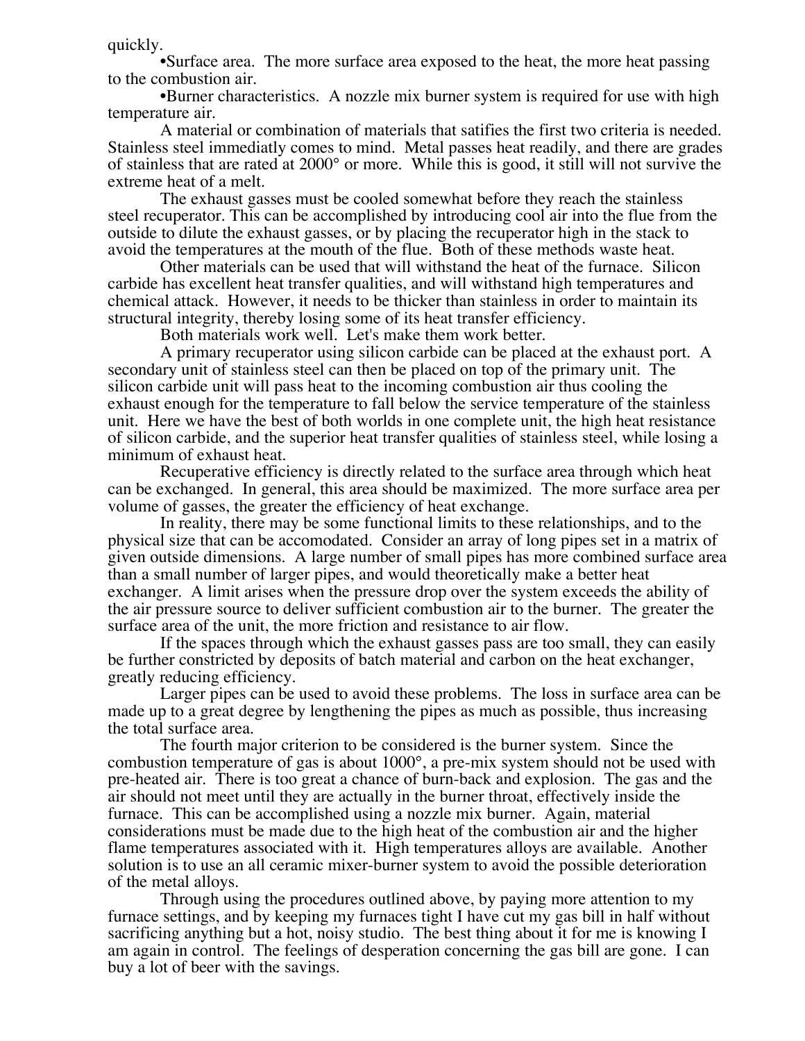quickly.

•Surface area. The more surface area exposed to the heat, the more heat passing to the combustion air.

•Burner characteristics. A nozzle mix burner system is required for use with high temperature air.

A material or combination of materials that satifies the first two criteria is needed. Stainless steel immediatly comes to mind. Metal passes heat readily, and there are grades of stainless that are rated at 2000° or more. While this is good, it still will not survive the extreme heat of a melt.

The exhaust gasses must be cooled somewhat before they reach the stainless steel recuperator. This can be accomplished by introducing cool air into the flue from the outside to dilute the exhaust gasses, or by placing the recuperator high in the stack to avoid the temperatures at the mouth of the flue. Both of these methods waste heat.

Other materials can be used that will withstand the heat of the furnace. Silicon carbide has excellent heat transfer qualities, and will withstand high temperatures and chemical attack. However, it needs to be thicker than stainless in order to maintain its structural integrity, thereby losing some of its heat transfer efficiency.

Both materials work well. Let's make them work better.

A primary recuperator using silicon carbide can be placed at the exhaust port. A secondary unit of stainless steel can then be placed on top of the primary unit. The silicon carbide unit will pass heat to the incoming combustion air thus cooling the exhaust enough for the temperature to fall below the service temperature of the stainless unit. Here we have the best of both worlds in one complete unit, the high heat resistance of silicon carbide, and the superior heat transfer qualities of stainless steel, while losing a minimum of exhaust heat.

Recuperative efficiency is directly related to the surface area through which heat can be exchanged. In general, this area should be maximized. The more surface area per volume of gasses, the greater the efficiency of heat exchange.

In reality, there may be some functional limits to these relationships, and to the physical size that can be accomodated. Consider an array of long pipes set in a matrix of given outside dimensions. A large number of small pipes has more combined surface area than a small number of larger pipes, and would theoretically make a better heat exchanger. A limit arises when the pressure drop over the system exceeds the ability of the air pressure source to deliver sufficient combustion air to the burner. The greater the surface area of the unit, the more friction and resistance to air flow.

If the spaces through which the exhaust gasses pass are too small, they can easily be further constricted by deposits of batch material and carbon on the heat exchanger, greatly reducing efficiency.

Larger pipes can be used to avoid these problems. The loss in surface area can be made up to a great degree by lengthening the pipes as much as possible, thus increasing the total surface area.

The fourth major criterion to be considered is the burner system. Since the combustion temperature of gas is about 1000°, a pre-mix system should not be used with pre-heated air. There is too great a chance of burn-back and explosion. The gas and the air should not meet until they are actually in the burner throat, effectively inside the furnace. This can be accomplished using a nozzle mix burner. Again, material considerations must be made due to the high heat of the combustion air and the higher flame temperatures associated with it. High temperatures alloys are available. Another solution is to use an all ceramic mixer-burner system to avoid the possible deterioration of the metal alloys.

Through using the procedures outlined above, by paying more attention to my furnace settings, and by keeping my furnaces tight I have cut my gas bill in half without sacrificing anything but a hot, noisy studio. The best thing about it for me is knowing I am again in control. The feelings of desperation concerning the gas bill are gone. I can buy a lot of beer with the savings.